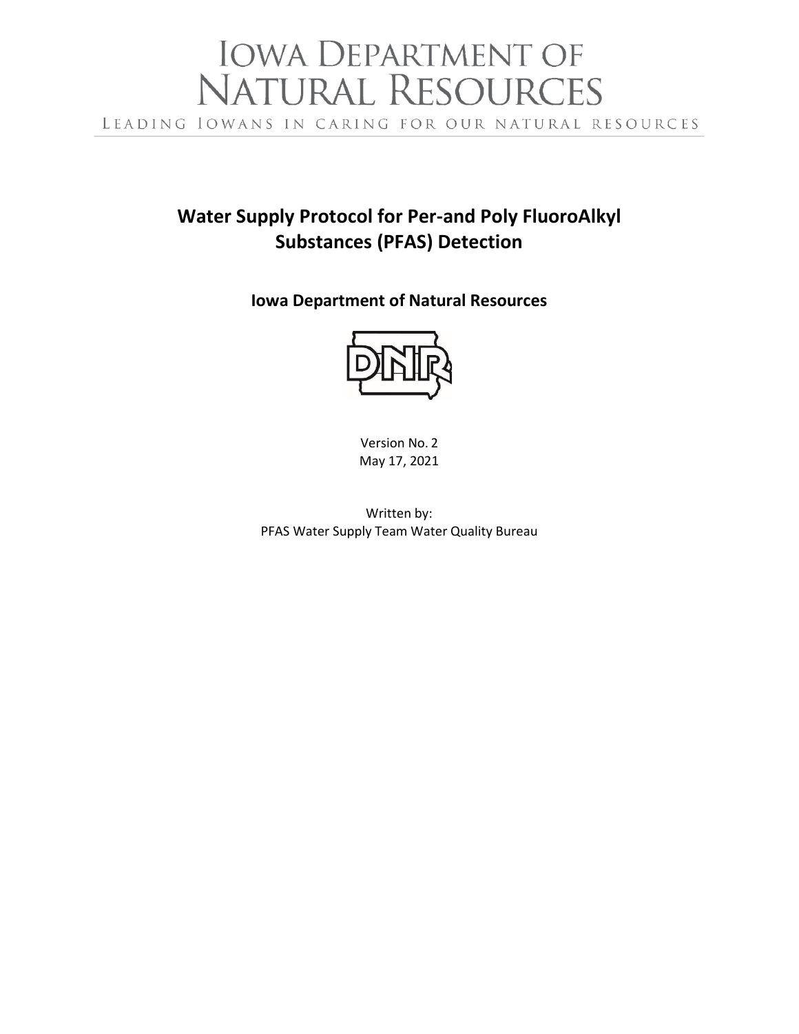# IOWA DEPARTMENT OF NATURAL RESOURCES

LEADING IOWANS IN CARING FOR OUR NATURAL RESOURCES

## Water Supply Protocol for Per-and Poly FluoroAlkyl Substances (PFAS) Detection

### Iowa Department of Natural Resources

Version No. 2
May 17, 2021

Written by:
PFAS Water Supply Team Water Quality Bureau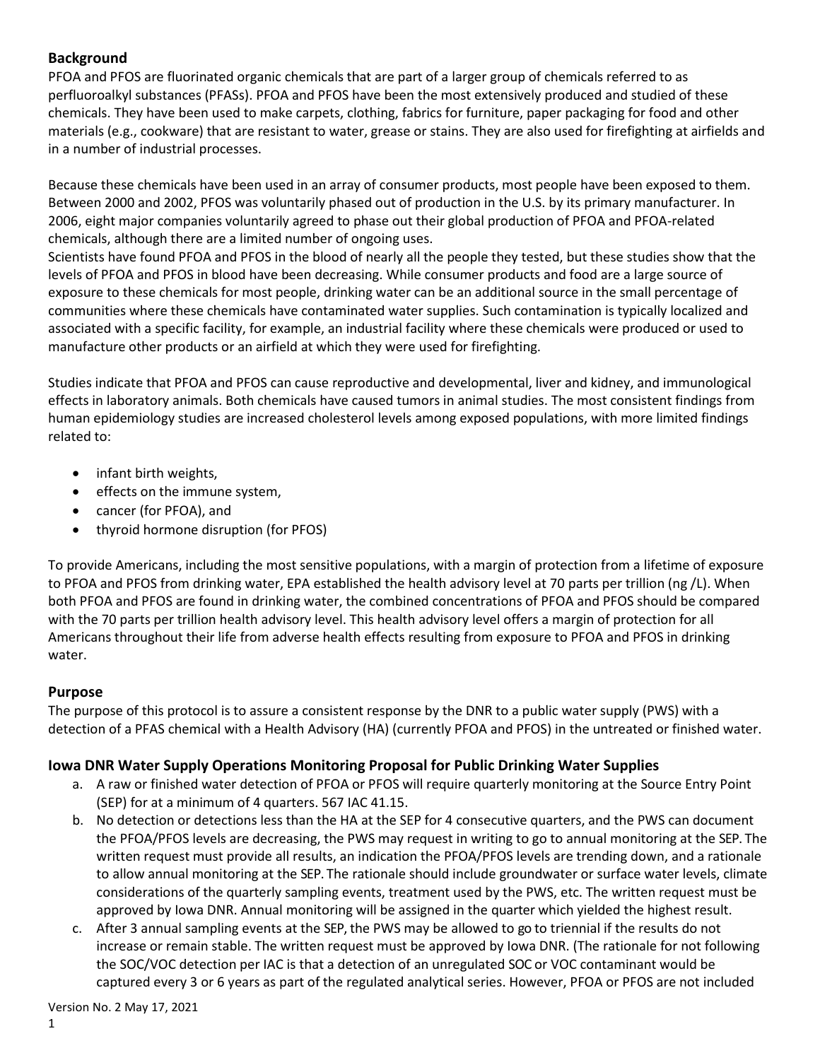## Background

PFOA and PFOS are fluorinated organic chemicals that are part of a larger group of chemicals referred to as perfluoroalkyl substances (PFASs). PFOA and PFOS have been the most extensively produced and studied of these chemicals. They have been used to make carpets, clothing, fabrics for furniture, paper packaging for food and other materials (e.g., cookware) that are resistant to water, grease or stains. They are also used for firefighting at airfields and in a number of industrial processes.

Because these chemicals have been used in an array of consumer products, most people have been exposed to them. Between 2000 and 2002, PFOS was voluntarily phased out of production in the U.S. by its primary manufacturer. In 2006, eight major companies voluntarily agreed to phase out their global production of PFOA and PFOA-related chemicals, although there are a limited number of ongoing uses.
Scientists have found PFOA and PFOS in the blood of nearly all the people they tested, but these studies show that the levels of PFOA and PFOS in blood have been decreasing. While consumer products and food are a large source of exposure to these chemicals for most people, drinking water can be an additional source in the small percentage of communities where these chemicals have contaminated water supplies. Such contamination is typically localized and associated with a specific facility, for example, an industrial facility where these chemicals were produced or used to manufacture other products or an airfield at which they were used for firefighting.

Studies indicate that PFOA and PFOS can cause reproductive and developmental, liver and kidney, and immunological effects in laboratory animals. Both chemicals have caused tumors in animal studies. The most consistent findings from human epidemiology studies are increased cholesterol levels among exposed populations, with more limited findings related to:

- infant birth weights,
- effects on the immune system,
- cancer (for PFOA), and
- thyroid hormone disruption (for PFOS)

To provide Americans, including the most sensitive populations, with a margin of protection from a lifetime of exposure to PFOA and PFOS from drinking water, EPA established the health advisory level at 70 parts per trillion (ng /L). When both PFOA and PFOS are found in drinking water, the combined concentrations of PFOA and PFOS should be compared with the 70 parts per trillion health advisory level. This health advisory level offers a margin of protection for all Americans throughout their life from adverse health effects resulting from exposure to PFOA and PFOS in drinking water.

## Purpose

The purpose of this protocol is to assure a consistent response by the DNR to a public water supply (PWS) with a detection of a PFAS chemical with a Health Advisory (HA) (currently PFOA and PFOS) in the untreated or finished water.

## Iowa DNR Water Supply Operations Monitoring Proposal for Public Drinking Water Supplies

a. A raw or finished water detection of PFOA or PFOS will require quarterly monitoring at the Source Entry Point (SEP) for at a minimum of 4 quarters. 567 IAC 41.15.

b. No detection or detections less than the HA at the SEP for 4 consecutive quarters, and the PWS can document the PFOA/PFOS levels are decreasing, the PWS may request in writing to go to annual monitoring at the SEP. The written request must provide all results, an indication the PFOA/PFOS levels are trending down, and a rationale to allow annual monitoring at the SEP. The rationale should include groundwater or surface water levels, climate considerations of the quarterly sampling events, treatment used by the PWS, etc. The written request must be approved by Iowa DNR. Annual monitoring will be assigned in the quarter which yielded the highest result.

c. After 3 annual sampling events at the SEP, the PWS may be allowed to go to triennial if the results do not increase or remain stable. The written request must be approved by Iowa DNR. (The rationale for not following the SOC/VOC detection per IAC is that a detection of an unregulated SOC or VOC contaminant would be captured every 3 or 6 years as part of the regulated analytical series. However, PFOA or PFOS are not included

Version No. 2 May 17, 2021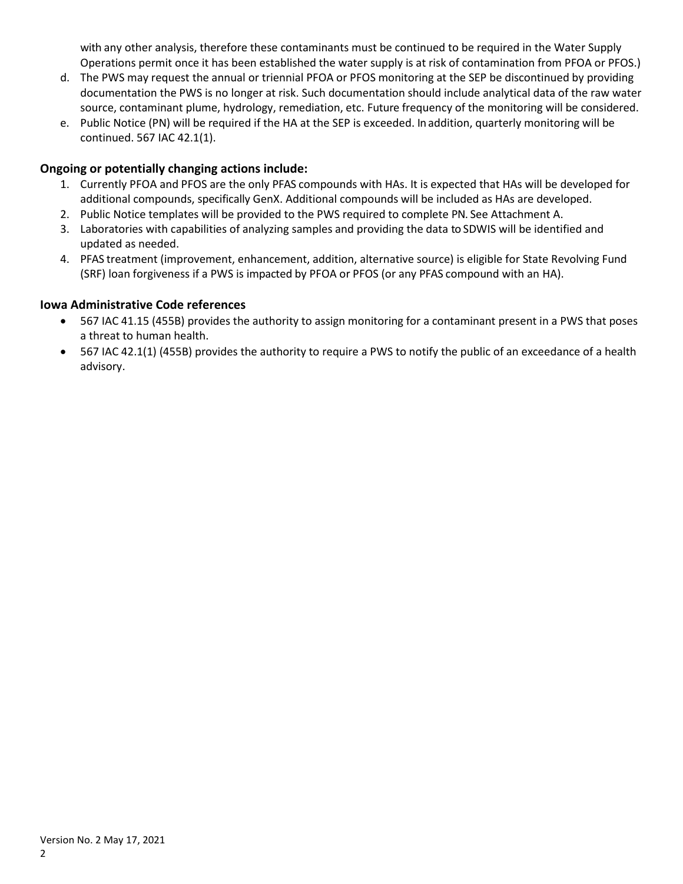with any other analysis, therefore these contaminants must be continued to be required in the Water Supply Operations permit once it has been established the water supply is at risk of contamination from PFOA or PFOS.)

d. The PWS may request the annual or triennial PFOA or PFOS monitoring at the SEP be discontinued by providing documentation the PWS is no longer at risk. Such documentation should include analytical data of the raw water source, contaminant plume, hydrology, remediation, etc. Future frequency of the monitoring will be considered.
e. Public Notice (PN) will be required if the HA at the SEP is exceeded. In addition, quarterly monitoring will be continued. 567 IAC 42.1(1).

### Ongoing or potentially changing actions include:

1. Currently PFOA and PFOS are the only PFAS compounds with HAs. It is expected that HAs will be developed for additional compounds, specifically GenX. Additional compounds will be included as HAs are developed.
2. Public Notice templates will be provided to the PWS required to complete PN. See Attachment A.
3. Laboratories with capabilities of analyzing samples and providing the data to SDWIS will be identified and updated as needed.
4. PFAS treatment (improvement, enhancement, addition, alternative source) is eligible for State Revolving Fund (SRF) loan forgiveness if a PWS is impacted by PFOA or PFOS (or any PFAS compound with an HA).

### Iowa Administrative Code references

- 567 IAC 41.15 (455B) provides the authority to assign monitoring for a contaminant present in a PWS that poses a threat to human health.
- 567 IAC 42.1(1) (455B) provides the authority to require a PWS to notify the public of an exceedance of a health advisory.

Version No. 2 May 17, 2021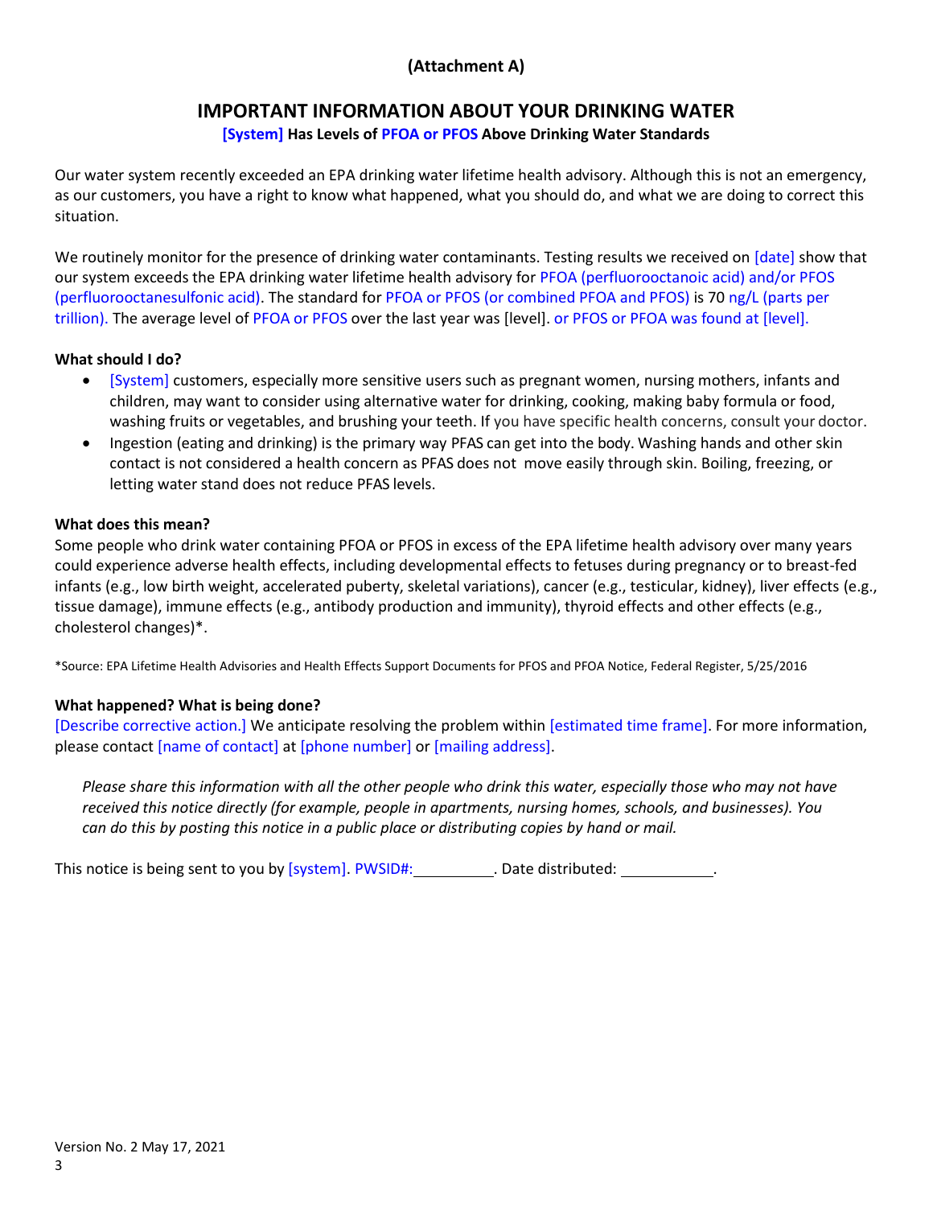**(Attachment A)**

## IMPORTANT INFORMATION ABOUT YOUR DRINKING WATER

**[System] Has Levels of PFOA or PFOS Above Drinking Water Standards**

Our water system recently exceeded an EPA drinking water lifetime health advisory. Although this is not an emergency, as our customers, you have a right to know what happened, what you should do, and what we are doing to correct this situation.

We routinely monitor for the presence of drinking water contaminants. Testing results we received on [date] show that our system exceeds the EPA drinking water lifetime health advisory for PFOA (perfluorooctanoic acid) and/or PFOS (perfluorooctanesulfonic acid). The standard for PFOA or PFOS (or combined PFOA and PFOS) is 70 ng/L (parts per trillion). The average level of PFOA or PFOS over the last year was [level]. or PFOS or PFOA was found at [level].

**What should I do?**

- [System] customers, especially more sensitive users such as pregnant women, nursing mothers, infants and children, may want to consider using alternative water for drinking, cooking, making baby formula or food, washing fruits or vegetables, and brushing your teeth. If you have specific health concerns, consult your doctor.
- Ingestion (eating and drinking) is the primary way PFAS can get into the body. Washing hands and other skin contact is not considered a health concern as PFAS does not move easily through skin. Boiling, freezing, or letting water stand does not reduce PFAS levels.

**What does this mean?**

Some people who drink water containing PFOA or PFOS in excess of the EPA lifetime health advisory over many years could experience adverse health effects, including developmental effects to fetuses during pregnancy or to breast-fed infants (e.g., low birth weight, accelerated puberty, skeletal variations), cancer (e.g., testicular, kidney), liver effects (e.g., tissue damage), immune effects (e.g., antibody production and immunity), thyroid effects and other effects (e.g., cholesterol changes)*.

*Source: EPA Lifetime Health Advisories and Health Effects Support Documents for PFOS and PFOA Notice, Federal Register, 5/25/2016

**What happened? What is being done?**

[Describe corrective action.] We anticipate resolving the problem within [estimated time frame]. For more information, please contact [name of contact] at [phone number] or [mailing address].

*Please share this information with all the other people who drink this water, especially those who may not have received this notice directly (for example, people in apartments, nursing homes, schools, and businesses). You can do this by posting this notice in a public place or distributing copies by hand or mail.*

This notice is being sent to you by [system]. PWSID#:__________. Date distributed: ___________.

Version No. 2 May 17, 2021